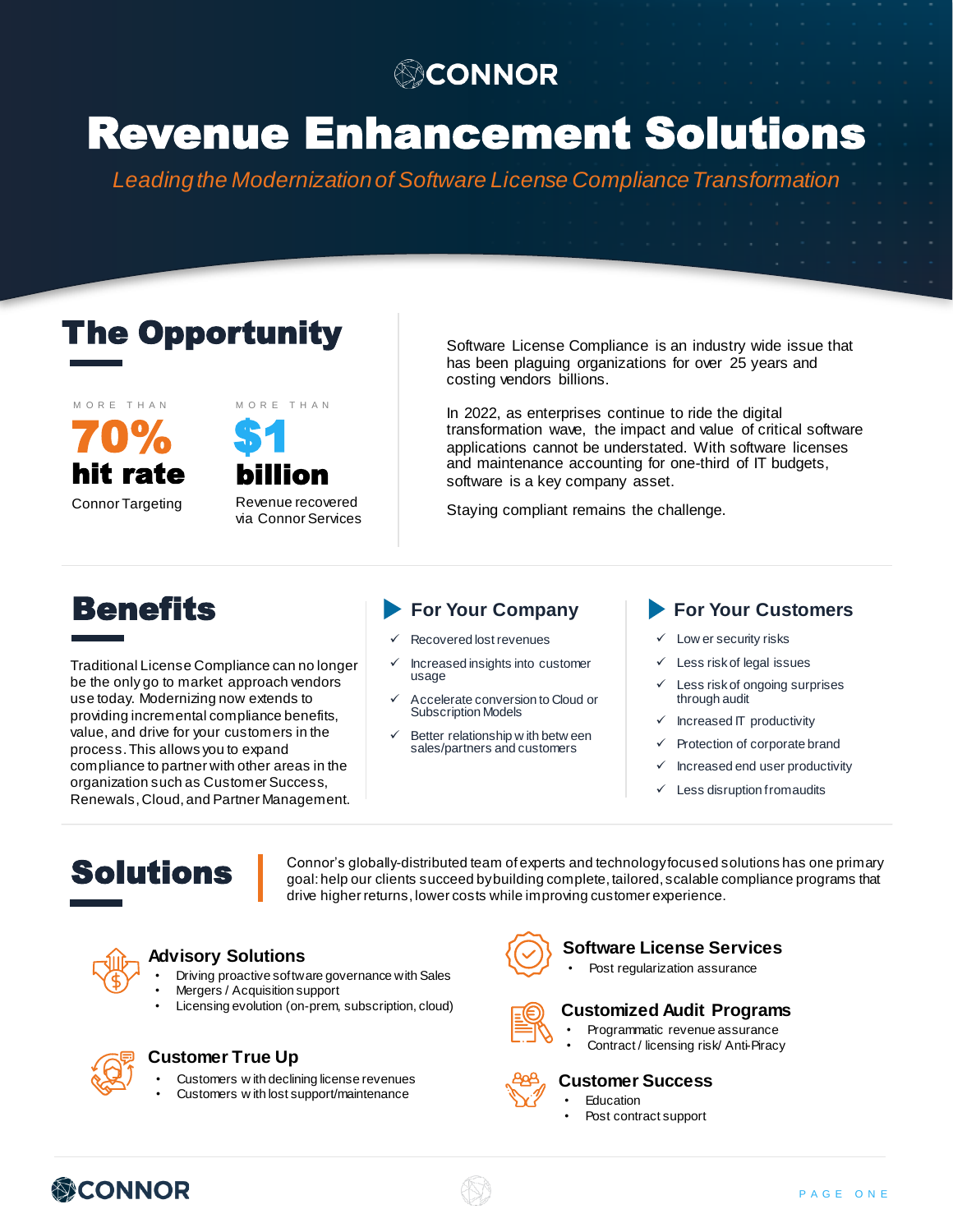CONNOR

# Revenue Enhancement Solutions

*Leading the Modernization of Software License Compliance Transformation*

## The Opportunity

MORE THAN
**70% hit rate**
Connor Targeting

MORE THAN
**$1 billion**
Revenue recovered via Connor Services

Software License Compliance is an industry wide issue that has been plaguing organizations for over 25 years and costing vendors billions.

In 2022, as enterprises continue to ride the digital transformation wave, the impact and value of critical software applications cannot be understated. With software licenses and maintenance accounting for one-third of IT budgets, software is a key company asset.

Staying compliant remains the challenge.

## Benefits

Traditional License Compliance can no longer be the only go to market approach vendors use today. Modernizing now extends to providing incremental compliance benefits, value, and drive for your customers in the process. This allows you to expand compliance to partner with other areas in the organization such as Customer Success, Renewals, Cloud, and Partner Management.

### For Your Company

- ✓ Recovered lost revenues
- ✓ Increased insights into customer usage
- ✓ Accelerate conversion to Cloud or Subscription Models
- ✓ Better relationship with between sales/partners and customers

### For Your Customers

- ✓ Lower security risks
- ✓ Less risk of legal issues
- ✓ Less risk of ongoing surprises through audit
- ✓ Increased IT productivity
- ✓ Protection of corporate brand
- ✓ Increased end user productivity
- ✓ Less disruption from audits

## Solutions

Connor's globally-distributed team of experts and technology focused solutions has one primary goal: help our clients succeed by building complete, tailored, scalable compliance programs that drive higher returns, lower costs while improving customer experience.

### Advisory Solutions

- Driving proactive software governance with Sales
- Mergers / Acquisition support
- Licensing evolution (on-prem, subscription, cloud)

### Customer True Up

- Customers with declining license revenues
- Customers with lost support/maintenance

### Software License Services

- Post regularization assurance

### Customized Audit Programs

- Programmatic revenue assurance
- Contract / licensing risk/ Anti-Piracy

### Customer Success

- Education
- Post contract support

CONNOR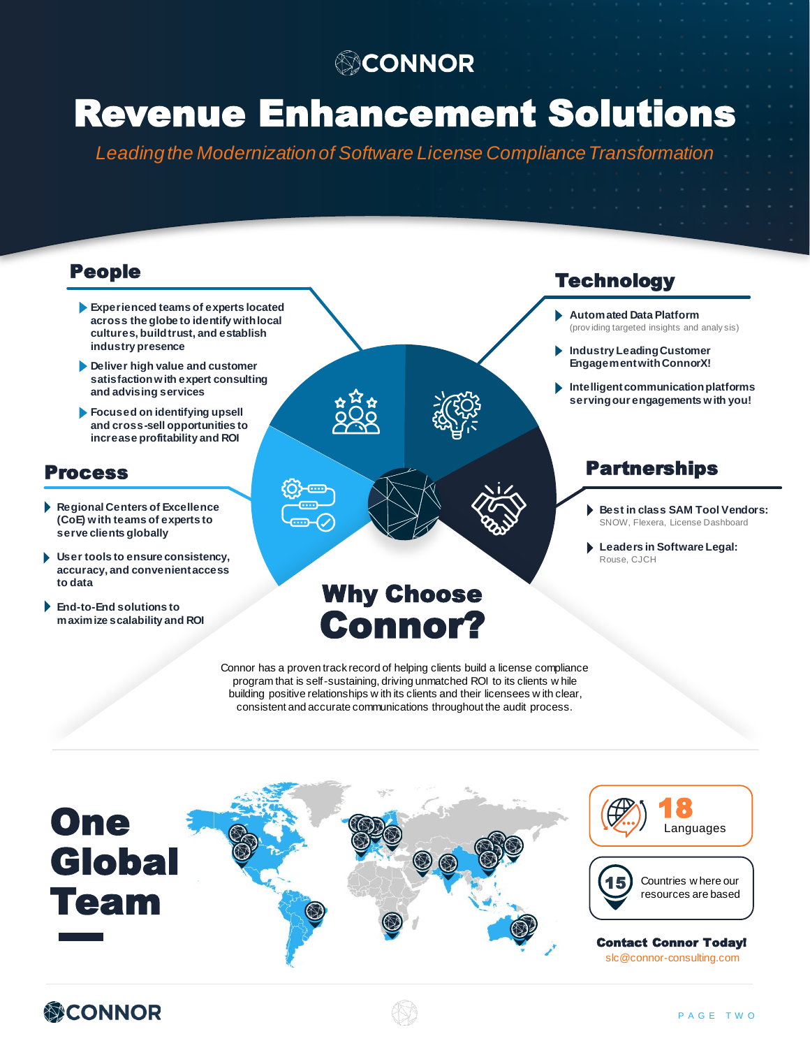CONNOR

# Revenue Enhancement Solutions

*Leading the Modernization of Software License Compliance Transformation*

## People

- Experienced teams of experts located across the globe to identify with local cultures, build trust, and establish industry presence
- Deliver high value and customer satisfaction with expert consulting and advising services
- Focused on identifying upsell and cross-sell opportunities to increase profitability and ROI

## Technology

- Automated Data Platform (providing targeted insights and analysis)
- Industry Leading Customer Engagement with ConnorX!
- Intelligent communication platforms serving our engagements with you!

## Process

- Regional Centers of Excellence (CoE) with teams of experts to serve clients globally
- User tools to ensure consistency, accuracy, and convenient access to data
- End-to-End solutions to maximize scalability and ROI

## Partnerships

- Best in class SAM Tool Vendors: SNOW, Flexera, License Dashboard
- Leaders in Software Legal: Rouse, CJCH

## Why Choose Connor?

Connor has a proven track record of helping clients build a license compliance program that is self-sustaining, driving unmatched ROI to its clients while building positive relationships with its clients and their licensees with clear, consistent and accurate communications throughout the audit process.

# One Global Team

**18** Languages

**15** Countries where our resources are based

**Contact Connor Today!**
slc@connor-consulting.com